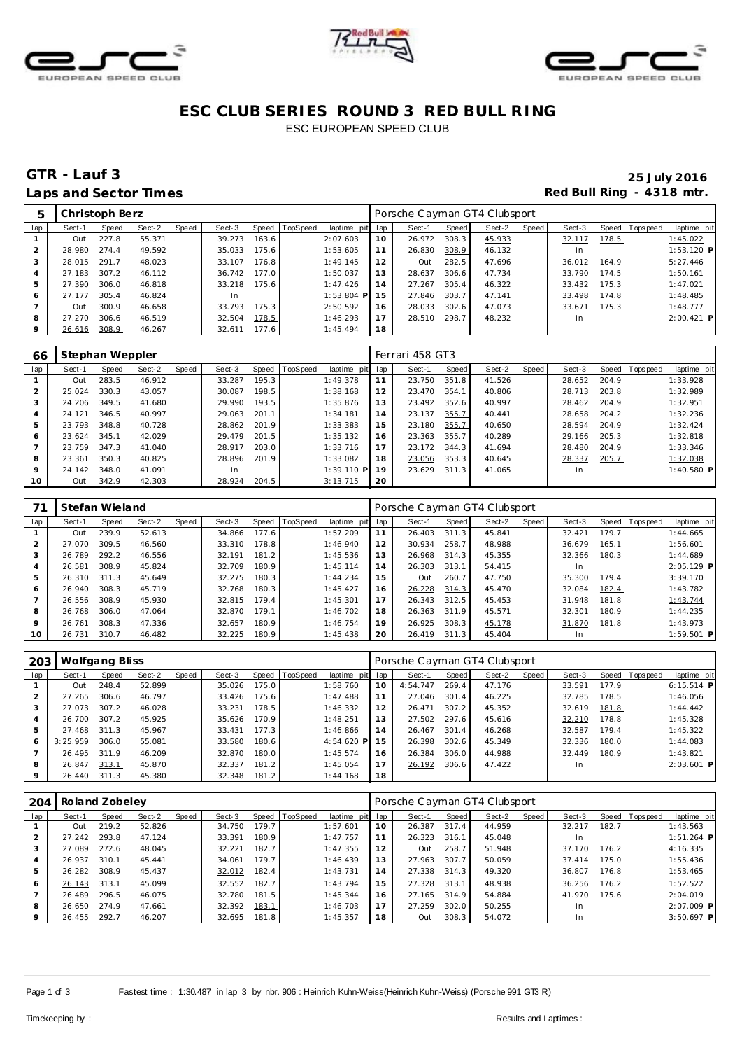# ESC CLUB SERIES ROUND 3 RED BULL RING

ESC EUROPEAN SPEED CLUB

## GTR - Lauf 3

**Laps and Sector Times**

**25 July 2016**

**Red Bull Ring - 4318 mtr.**

| 5 | Christoph Berz | | | | | | | | Porsche Cayman GT4 Clubsport | | | | | | | | |
|---|---|---|---|---|---|---|---|---|---|---|---|---|---|---|---|---|---|
| lap | Sect-1 | Speed | Sect-2 | Speed | Sect-3 | Speed | TopSpeed | laptime pit | lap | Sect-1 | Speed | Sect-2 | Speed | Sect-3 | Speed | Topspeed | laptime pit |
| 1 | Out | 227.8 | 55.371 | | 39.273 | 163.6 | | 2:07.603 | 10 | 26.972 | 308.3 | 45.933 | | 32.117 | 178.5 | | 1:45.022 |
| 2 | 28.980 | 274.4 | 49.592 | | 35.033 | 175.6 | | 1:53.605 | 11 | 26.830 | 308.9 | 46.132 | | In | | | 1:53.120 P |
| 3 | 28.015 | 291.7 | 48.023 | | 33.107 | 176.8 | | 1:49.145 | 12 | Out | 282.5 | 47.696 | | 36.012 | 164.9 | | 5:27.446 |
| 4 | 27.183 | 307.2 | 46.112 | | 36.742 | 177.0 | | 1:50.037 | 13 | 28.637 | 306.6 | 47.734 | | 33.790 | 174.5 | | 1:50.161 |
| 5 | 27.390 | 306.0 | 46.818 | | 33.218 | 175.6 | | 1:47.426 | 14 | 27.267 | 305.4 | 46.322 | | 33.432 | 175.3 | | 1:47.021 |
| 6 | 27.177 | 305.4 | 46.824 | | In | | | 1:53.804 P | 15 | 27.846 | 303.7 | 47.141 | | 33.498 | 174.8 | | 1:48.485 |
| 7 | Out | 300.9 | 46.658 | | 33.793 | 175.3 | | 2:50.592 | 16 | 28.033 | 302.6 | 47.073 | | 33.671 | 175.3 | | 1:48.777 |
| 8 | 27.270 | 306.6 | 46.519 | | 32.504 | 178.5 | | 1:46.293 | 17 | 28.510 | 298.7 | 48.232 | | In | | | 2:00.421 P |
| 9 | 26.616 | 308.9 | 46.267 | | 32.611 | 177.6 | | 1:45.494 | 18 | | | | | | | | |

| 66 | Stephan Weppler | | | | | | | | Ferrari 458 GT3 | | | | | | | | |
|---|---|---|---|---|---|---|---|---|---|---|---|---|---|---|---|---|---|
| lap | Sect-1 | Speed | Sect-2 | Speed | Sect-3 | Speed | TopSpeed | laptime pit | lap | Sect-1 | Speed | Sect-2 | Speed | Sect-3 | Speed | Topspeed | laptime pit |
| 1 | Out | 283.5 | 46.912 | | 33.287 | 195.3 | | 1:49.378 | 11 | 23.750 | 351.8 | 41.526 | | 28.652 | 204.9 | | 1:33.928 |
| 2 | 25.024 | 330.3 | 43.057 | | 30.087 | 198.5 | | 1:38.168 | 12 | 23.470 | 354.1 | 40.806 | | 28.713 | 203.8 | | 1:32.989 |
| 3 | 24.206 | 349.5 | 41.680 | | 29.990 | 193.5 | | 1:35.876 | 13 | 23.492 | 352.6 | 40.997 | | 28.462 | 204.9 | | 1:32.951 |
| 4 | 24.121 | 346.5 | 40.997 | | 29.063 | 201.1 | | 1:34.181 | 14 | 23.137 | 355.7 | 40.441 | | 28.658 | 204.2 | | 1:32.236 |
| 5 | 23.793 | 348.8 | 40.728 | | 28.862 | 201.9 | | 1:33.383 | 15 | 23.180 | 355.7 | 40.650 | | 28.594 | 204.9 | | 1:32.424 |
| 6 | 23.624 | 345.1 | 42.029 | | 29.479 | 201.5 | | 1:35.132 | 16 | 23.363 | 355.7 | 40.289 | | 29.166 | 205.3 | | 1:32.818 |
| 7 | 23.759 | 347.3 | 41.040 | | 28.917 | 203.0 | | 1:33.716 | 17 | 23.172 | 344.3 | 41.694 | | 28.480 | 204.9 | | 1:33.346 |
| 8 | 23.361 | 350.3 | 40.825 | | 28.896 | 201.9 | | 1:33.082 | 18 | 23.056 | 353.3 | 40.645 | | 28.337 | 205.7 | | 1:32.038 |
| 9 | 24.142 | 348.0 | 41.091 | | In | | | 1:39.110 P | 19 | 23.629 | 311.3 | 41.065 | | In | | | 1:40.580 P |
| 10 | Out | 342.9 | 42.303 | | 28.924 | 204.5 | | 3:13.715 | 20 | | | | | | | | |

| 71 | Stefan Wieland | | | | | | | | Porsche Cayman GT4 Clubsport | | | | | | | | |
|---|---|---|---|---|---|---|---|---|---|---|---|---|---|---|---|---|---|
| lap | Sect-1 | Speed | Sect-2 | Speed | Sect-3 | Speed | TopSpeed | laptime pit | lap | Sect-1 | Speed | Sect-2 | Speed | Sect-3 | Speed | Topspeed | laptime pit |
| 1 | Out | 239.9 | 52.613 | | 34.866 | 177.6 | | 1:57.209 | 11 | 26.403 | 311.3 | 45.841 | | 32.421 | 179.7 | | 1:44.665 |
| 2 | 27.070 | 309.5 | 46.560 | | 33.310 | 178.8 | | 1:46.940 | 12 | 30.934 | 258.7 | 48.988 | | 36.679 | 165.1 | | 1:56.601 |
| 3 | 26.789 | 292.2 | 46.556 | | 32.191 | 181.2 | | 1:45.536 | 13 | 26.968 | 314.3 | 45.355 | | 32.366 | 180.3 | | 1:44.689 |
| 4 | 26.581 | 308.9 | 45.824 | | 32.709 | 180.9 | | 1:45.114 | 14 | 26.303 | 313.1 | 54.415 | | In | | | 2:05.129 P |
| 5 | 26.310 | 311.3 | 45.649 | | 32.275 | 180.3 | | 1:44.234 | 15 | Out | 260.7 | 47.750 | | 35.300 | 179.4 | | 3:39.170 |
| 6 | 26.940 | 308.3 | 45.719 | | 32.768 | 180.3 | | 1:45.427 | 16 | 26.228 | 314.3 | 45.470 | | 32.084 | 182.4 | | 1:43.782 |
| 7 | 26.556 | 308.9 | 45.930 | | 32.815 | 179.4 | | 1:45.301 | 17 | 26.343 | 312.5 | 45.453 | | 31.948 | 181.8 | | 1:43.744 |
| 8 | 26.768 | 306.0 | 47.064 | | 32.870 | 179.1 | | 1:46.702 | 18 | 26.363 | 311.9 | 45.571 | | 32.301 | 180.9 | | 1:44.235 |
| 9 | 26.761 | 308.3 | 47.336 | | 32.657 | 180.9 | | 1:46.754 | 19 | 26.925 | 308.3 | 45.178 | | 31.870 | 181.8 | | 1:43.973 |
| 10 | 26.731 | 310.7 | 46.482 | | 32.225 | 180.9 | | 1:45.438 | 20 | 26.419 | 311.3 | 45.404 | | In | | | 1:59.501 P |

| 203 | Wolfgang Bliss | | | | | | | | Porsche Cayman GT4 Clubsport | | | | | | | | |
|---|---|---|---|---|---|---|---|---|---|---|---|---|---|---|---|---|---|
| lap | Sect-1 | Speed | Sect-2 | Speed | Sect-3 | Speed | TopSpeed | laptime pit | lap | Sect-1 | Speed | Sect-2 | Speed | Sect-3 | Speed | Topspeed | laptime pit |
| 1 | Out | 248.4 | 52.899 | | 35.026 | 175.0 | | 1:58.760 | 10 | 4:54.747 | 269.4 | 47.176 | | 33.591 | 177.9 | | 6:15.514 P |
| 2 | 27.265 | 306.6 | 46.797 | | 33.426 | 175.6 | | 1:47.488 | 11 | 27.046 | 301.4 | 46.225 | | 32.785 | 178.5 | | 1:46.056 |
| 3 | 27.073 | 307.2 | 46.028 | | 33.231 | 178.5 | | 1:46.332 | 12 | 26.471 | 307.2 | 45.352 | | 32.619 | 181.8 | | 1:44.442 |
| 4 | 26.700 | 307.2 | 45.925 | | 35.626 | 170.9 | | 1:48.251 | 13 | 27.502 | 297.6 | 45.616 | | 32.210 | 178.8 | | 1:45.328 |
| 5 | 27.468 | 311.3 | 45.967 | | 33.431 | 177.3 | | 1:46.866 | 14 | 26.467 | 301.4 | 46.268 | | 32.587 | 179.4 | | 1:45.322 |
| 6 | 3:25.959 | 306.0 | 55.081 | | 33.580 | 180.6 | | 4:54.620 P | 15 | 26.398 | 302.6 | 45.349 | | 32.336 | 180.0 | | 1:44.083 |
| 7 | 26.495 | 311.9 | 46.209 | | 32.870 | 180.0 | | 1:45.574 | 16 | 26.384 | 306.0 | 44.988 | | 32.449 | 180.9 | | 1:43.821 |
| 8 | 26.847 | 313.1 | 45.870 | | 32.337 | 181.2 | | 1:45.054 | 17 | 26.192 | 306.6 | 47.422 | | In | | | 2:03.601 P |
| 9 | 26.440 | 311.3 | 45.380 | | 32.348 | 181.2 | | 1:44.168 | 18 | | | | | | | | |

| 204 | Roland Zobeley | | | | | | | | Porsche Cayman GT4 Clubsport | | | | | | | | |
|---|---|---|---|---|---|---|---|---|---|---|---|---|---|---|---|---|---|
| lap | Sect-1 | Speed | Sect-2 | Speed | Sect-3 | Speed | TopSpeed | laptime pit | lap | Sect-1 | Speed | Sect-2 | Speed | Sect-3 | Speed | Topspeed | laptime pit |
| 1 | Out | 219.2 | 52.826 | | 34.750 | 179.7 | | 1:57.601 | 10 | 26.387 | 317.4 | 44.959 | | 32.217 | 182.7 | | 1:43.563 |
| 2 | 27.242 | 293.8 | 47.124 | | 33.391 | 180.9 | | 1:47.757 | 11 | 26.323 | 316.1 | 45.048 | | In | | | 1:51.264 P |
| 3 | 27.089 | 272.6 | 48.045 | | 32.221 | 182.7 | | 1:47.355 | 12 | Out | 258.7 | 51.948 | | 37.170 | 176.2 | | 4:16.335 |
| 4 | 26.937 | 310.1 | 45.441 | | 34.061 | 179.7 | | 1:46.439 | 13 | 27.963 | 307.7 | 50.059 | | 37.414 | 175.0 | | 1:55.436 |
| 5 | 26.282 | 308.9 | 45.437 | | 32.012 | 182.4 | | 1:43.731 | 14 | 27.338 | 314.3 | 49.320 | | 36.807 | 176.8 | | 1:53.465 |
| 6 | 26.143 | 313.1 | 45.099 | | 32.552 | 182.7 | | 1:43.794 | 15 | 27.328 | 313.1 | 48.938 | | 36.256 | 176.2 | | 1:52.522 |
| 7 | 26.489 | 296.5 | 46.075 | | 32.780 | 181.5 | | 1:45.344 | 16 | 27.165 | 314.9 | 54.884 | | 41.970 | 175.6 | | 2:04.019 |
| 8 | 26.650 | 274.9 | 47.661 | | 32.392 | 183.1 | | 1:46.703 | 17 | 27.259 | 302.0 | 50.255 | | In | | | 2:07.009 P |
| 9 | 26.455 | 292.7 | 46.207 | | 32.695 | 181.8 | | 1:45.357 | 18 | Out | 308.3 | 54.072 | | In | | | 3:50.697 P |

Fastest time : 1:30.487 in lap 3 by nbr. 906 : Heinrich Kuhn-Weiss(Heinrich Kuhn-Weiss) (Porsche 991 GT3 R)

Timekeeping by :

Results and Laptimes :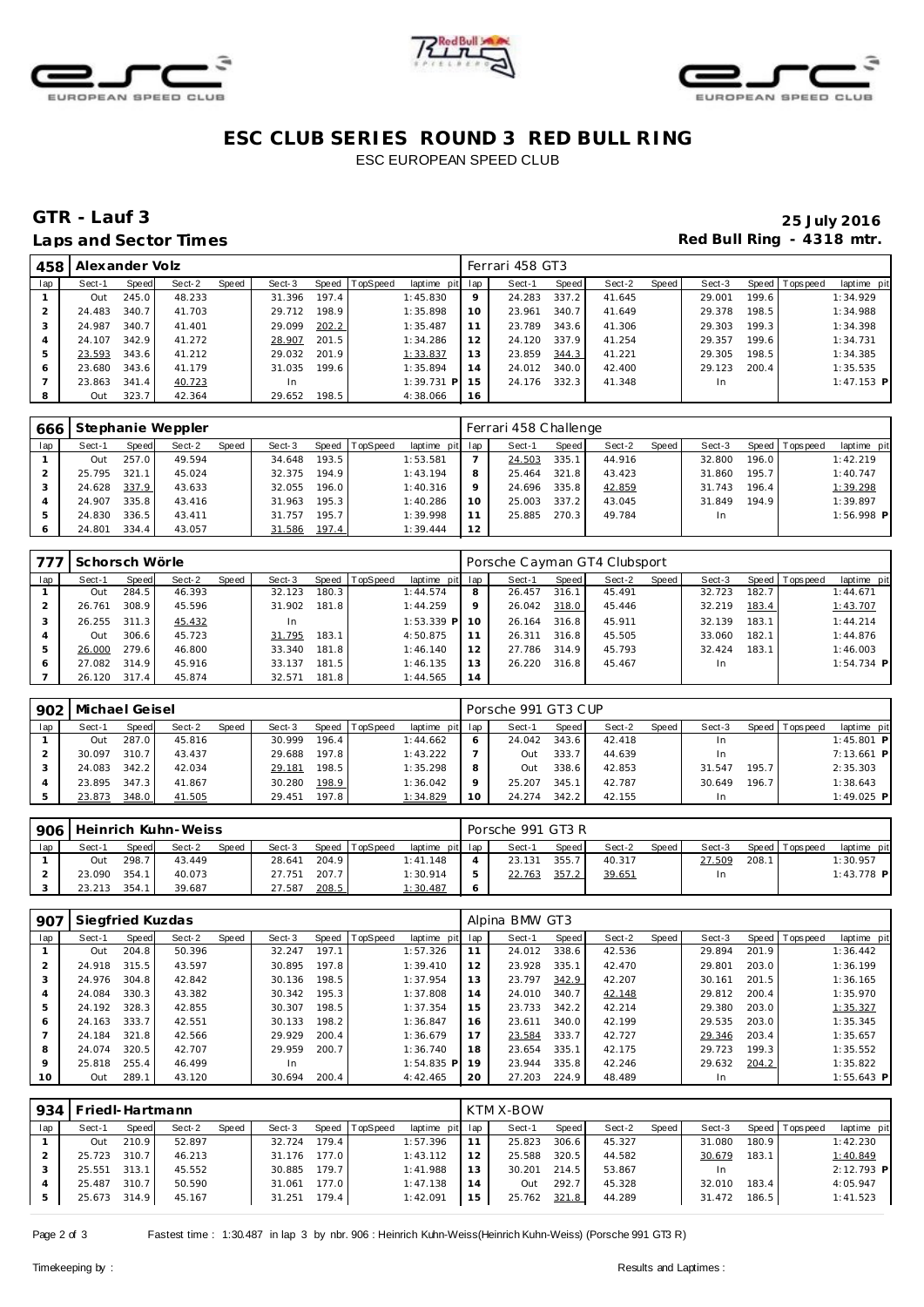# ESC CLUB SERIES ROUND 3 RED BULL RING

ESC EUROPEAN SPEED CLUB

## GTR - Lauf 3

**Laps and Sector Times**

**25 July 2016**

**Red Bull Ring - 4318 mtr.**

| 458 | Alexander Volz | | | | | | | | | Ferrari 458 GT3 | | | | | | | | |
|---|---|---|---|---|---|---|---|---|---|---|---|---|---|---|---|---|---|---|
| lap | Sect-1 | Speed | Sect-2 | Speed | Sect-3 | Speed | TopSpeed | laptime pit | lap | Sect-1 | Speed | Sect-2 | Speed | Sect-3 | Speed | Topspeed | laptime pit |
| 1 | Out | 245.0 | 48.233 | | 31.396 | 197.4 | | 1:45.830 | 9 | 24.283 | 337.2 | 41.645 | | 29.001 | 199.6 | | 1:34.929 |
| 2 | 24.483 | 340.7 | 41.703 | | 29.712 | 198.9 | | 1:35.898 | 10 | 23.961 | 340.7 | 41.649 | | 29.378 | 198.5 | | 1:34.988 |
| 3 | 24.987 | 340.7 | 41.401 | | 29.099 | 202.2 | | 1:35.487 | 11 | 23.789 | 343.6 | 41.306 | | 29.303 | 199.3 | | 1:34.398 |
| 4 | 24.107 | 342.9 | 41.272 | | 28.907 | 201.5 | | 1:34.286 | 12 | 24.120 | 337.9 | 41.254 | | 29.357 | 199.6 | | 1:34.731 |
| 5 | 23.593 | 343.6 | 41.212 | | 29.032 | 201.9 | | 1:33.837 | 13 | 23.859 | 344.3 | 41.221 | | 29.305 | 198.5 | | 1:34.385 |
| 6 | 23.680 | 343.6 | 41.179 | | 31.035 | 199.6 | | 1:35.894 | 14 | 24.012 | 340.0 | 42.400 | | 29.123 | 200.4 | | 1:35.535 |
| 7 | 23.863 | 341.4 | 40.723 | | In | | | 1:39.731 P | 15 | 24.176 | 332.3 | 41.348 | | In | | | 1:47.153 P |
| 8 | Out | 323.7 | 42.364 | | 29.652 | 198.5 | | 4:38.066 | 16 | | | | | | | | |

| 666 | Stephanie Weppler | | | | | | | | | Ferrari 458 Challenge | | | | | | | | |
|---|---|---|---|---|---|---|---|---|---|---|---|---|---|---|---|---|---|---|
| lap | Sect-1 | Speed | Sect-2 | Speed | Sect-3 | Speed | TopSpeed | laptime pit | lap | Sect-1 | Speed | Sect-2 | Speed | Sect-3 | Speed | Topspeed | laptime pit |
| 1 | Out | 257.0 | 49.594 | | 34.648 | 193.5 | | 1:53.581 | 7 | 24.503 | 335.1 | 44.916 | | 32.800 | 196.0 | | 1:42.219 |
| 2 | 25.795 | 321.1 | 45.024 | | 32.375 | 194.9 | | 1:43.194 | 8 | 25.464 | 321.8 | 43.423 | | 31.860 | 195.7 | | 1:40.747 |
| 3 | 24.628 | 337.9 | 43.633 | | 32.055 | 196.0 | | 1:40.316 | 9 | 24.696 | 335.8 | 42.859 | | 31.743 | 196.4 | | 1:39.298 |
| 4 | 24.907 | 335.8 | 43.416 | | 31.963 | 195.3 | | 1:40.286 | 10 | 25.003 | 337.2 | 43.045 | | 31.849 | 194.9 | | 1:39.897 |
| 5 | 24.830 | 336.5 | 43.411 | | 31.757 | 195.7 | | 1:39.998 | 11 | 25.885 | 270.3 | 49.784 | | In | | | 1:56.998 P |
| 6 | 24.801 | 334.4 | 43.057 | | 31.586 | 197.4 | | 1:39.444 | 12 | | | | | | | | |

| 777 | Schorsch Wörle | | | | | | | | | Porsche Cayman GT4 Clubsport | | | | | | | | |
|---|---|---|---|---|---|---|---|---|---|---|---|---|---|---|---|---|---|---|
| lap | Sect-1 | Speed | Sect-2 | Speed | Sect-3 | Speed | TopSpeed | laptime pit | lap | Sect-1 | Speed | Sect-2 | Speed | Sect-3 | Speed | Topspeed | laptime pit |
| 1 | Out | 284.5 | 46.393 | | 32.123 | 180.3 | | 1:44.574 | 8 | 26.457 | 316.1 | 45.491 | | 32.723 | 182.7 | | 1:44.671 |
| 2 | 26.761 | 308.9 | 45.596 | | 31.902 | 181.8 | | 1:44.259 | 9 | 26.042 | 318.0 | 45.446 | | 32.219 | 183.4 | | 1:43.707 |
| 3 | 26.255 | 311.3 | 45.432 | | In | | | 1:53.339 P | 10 | 26.164 | 316.8 | 45.911 | | 32.139 | 183.1 | | 1:44.214 |
| 4 | Out | 306.6 | 45.723 | | 31.795 | 183.1 | | 4:50.875 | 11 | 26.311 | 316.8 | 45.505 | | 33.060 | 182.1 | | 1:44.876 |
| 5 | 26.000 | 279.6 | 46.800 | | 33.340 | 181.8 | | 1:46.140 | 12 | 27.786 | 314.9 | 45.793 | | 32.424 | 183.1 | | 1:46.003 |
| 6 | 27.082 | 314.9 | 45.916 | | 33.137 | 181.5 | | 1:46.135 | 13 | 26.220 | 316.8 | 45.467 | | In | | | 1:54.734 P |
| 7 | 26.120 | 317.4 | 45.874 | | 32.571 | 181.8 | | 1:44.565 | 14 | | | | | | | | |

| 902 | Michael Geisel | | | | | | | | | Porsche 991 GT3 CUP | | | | | | | | |
|---|---|---|---|---|---|---|---|---|---|---|---|---|---|---|---|---|---|---|
| lap | Sect-1 | Speed | Sect-2 | Speed | Sect-3 | Speed | TopSpeed | laptime pit | lap | Sect-1 | Speed | Sect-2 | Speed | Sect-3 | Speed | Topspeed | laptime pit |
| 1 | Out | 287.0 | 45.816 | | 30.999 | 196.4 | | 1:44.662 | 6 | 24.042 | 343.6 | 42.418 | | In | | | 1:45.801 P |
| 2 | 30.097 | 310.7 | 43.437 | | 29.688 | 197.8 | | 1:43.222 | 7 | Out | 333.7 | 44.639 | | In | | | 7:13.661 P |
| 3 | 24.083 | 342.2 | 42.034 | | 29.181 | 198.5 | | 1:35.298 | 8 | Out | 338.6 | 42.853 | | 31.547 | 195.7 | | 2:35.303 |
| 4 | 23.895 | 347.3 | 41.867 | | 30.280 | 198.9 | | 1:36.042 | 9 | 25.207 | 345.1 | 42.787 | | 30.649 | 196.7 | | 1:38.643 |
| 5 | 23.873 | 348.0 | 41.505 | | 29.451 | 197.8 | | 1:34.829 | 10 | 24.274 | 342.2 | 42.155 | | In | | | 1:49.025 P |

| 906 | Heinrich Kuhn-Weiss | | | | | | | | | Porsche 991 GT3 R | | | | | | | | |
|---|---|---|---|---|---|---|---|---|---|---|---|---|---|---|---|---|---|---|
| lap | Sect-1 | Speed | Sect-2 | Speed | Sect-3 | Speed | TopSpeed | laptime pit | lap | Sect-1 | Speed | Sect-2 | Speed | Sect-3 | Speed | Topspeed | laptime pit |
| 1 | Out | 298.7 | 43.449 | | 28.641 | 204.9 | | 1:41.148 | 4 | 23.131 | 355.7 | 40.317 | | 27.509 | 208.1 | | 1:30.957 |
| 2 | 23.090 | 354.1 | 40.073 | | 27.751 | 207.7 | | 1:30.914 | 5 | 22.763 | 357.2 | 39.651 | | In | | | 1:43.778 P |
| 3 | 23.213 | 354.1 | 39.687 | | 27.587 | 208.5 | | 1:30.487 | 6 | | | | | | | | |

| 907 | Siegfried Kuzdas | | | | | | | | | Alpina BMW GT3 | | | | | | | | |
|---|---|---|---|---|---|---|---|---|---|---|---|---|---|---|---|---|---|---|
| lap | Sect-1 | Speed | Sect-2 | Speed | Sect-3 | Speed | TopSpeed | laptime pit | lap | Sect-1 | Speed | Sect-2 | Speed | Sect-3 | Speed | Topspeed | laptime pit |
| 1 | Out | 204.8 | 50.396 | | 32.247 | 197.1 | | 1:57.326 | 11 | 24.012 | 338.6 | 42.536 | | 29.894 | 201.9 | | 1:36.442 |
| 2 | 24.918 | 315.5 | 43.597 | | 30.895 | 197.8 | | 1:39.410 | 12 | 23.928 | 335.1 | 42.470 | | 29.801 | 203.0 | | 1:36.199 |
| 3 | 24.976 | 304.8 | 42.842 | | 30.136 | 198.5 | | 1:37.954 | 13 | 23.797 | 342.9 | 42.207 | | 30.161 | 201.5 | | 1:36.165 |
| 4 | 24.084 | 330.3 | 43.382 | | 30.342 | 195.3 | | 1:37.808 | 14 | 24.010 | 340.7 | 42.148 | | 29.812 | 200.4 | | 1:35.970 |
| 5 | 24.192 | 328.3 | 42.855 | | 30.307 | 198.5 | | 1:37.354 | 15 | 23.733 | 342.2 | 42.214 | | 29.380 | 203.0 | | 1:35.327 |
| 6 | 24.163 | 333.7 | 42.551 | | 30.133 | 198.2 | | 1:36.847 | 16 | 23.611 | 340.0 | 42.199 | | 29.535 | 203.0 | | 1:35.345 |
| 7 | 24.184 | 321.8 | 42.566 | | 29.929 | 200.4 | | 1:36.679 | 17 | 23.584 | 333.7 | 42.727 | | 29.346 | 203.4 | | 1:35.657 |
| 8 | 24.074 | 320.5 | 42.707 | | 29.959 | 200.7 | | 1:36.740 | 18 | 23.654 | 335.1 | 42.175 | | 29.723 | 199.3 | | 1:35.552 |
| 9 | 25.818 | 255.4 | 46.499 | | In | | | 1:54.835 P | 19 | 23.944 | 335.8 | 42.246 | | 29.632 | 204.2 | | 1:35.822 |
| 10 | Out | 289.1 | 43.120 | | 30.694 | 200.4 | | 4:42.465 | 20 | 27.203 | 224.9 | 48.489 | | In | | | 1:55.643 P |

| 934 | Friedl-Hartmann | | | | | | | | | KTM X-BOW | | | | | | | | |
|---|---|---|---|---|---|---|---|---|---|---|---|---|---|---|---|---|---|---|
| lap | Sect-1 | Speed | Sect-2 | Speed | Sect-3 | Speed | TopSpeed | laptime pit | lap | Sect-1 | Speed | Sect-2 | Speed | Sect-3 | Speed | Topspeed | laptime pit |
| 1 | Out | 210.9 | 52.897 | | 32.724 | 179.4 | | 1:57.396 | 11 | 25.823 | 306.6 | 45.327 | | 31.080 | 180.9 | | 1:42.230 |
| 2 | 25.723 | 310.7 | 46.213 | | 31.176 | 177.0 | | 1:43.112 | 12 | 25.588 | 320.5 | 44.582 | | 30.679 | 183.1 | | 1:40.849 |
| 3 | 25.551 | 313.1 | 45.552 | | 30.885 | 179.7 | | 1:41.988 | 13 | 30.201 | 214.5 | 53.867 | | In | | | 2:12.793 P |
| 4 | 25.487 | 310.7 | 50.590 | | 31.061 | 177.0 | | 1:47.138 | 14 | Out | 292.7 | 45.328 | | 32.010 | 183.4 | | 4:05.947 |
| 5 | 25.673 | 314.9 | 45.167 | | 31.251 | 179.4 | | 1:42.091 | 15 | 25.762 | 321.8 | 44.289 | | 31.472 | 186.5 | | 1:41.523 |

Fastest time : 1:30.487 in lap 3 by nbr. 906 : Heinrich Kuhn-Weiss(Heinrich Kuhn-Weiss) (Porsche 991 GT3 R)

Timekeeping by : Results and Laptimes :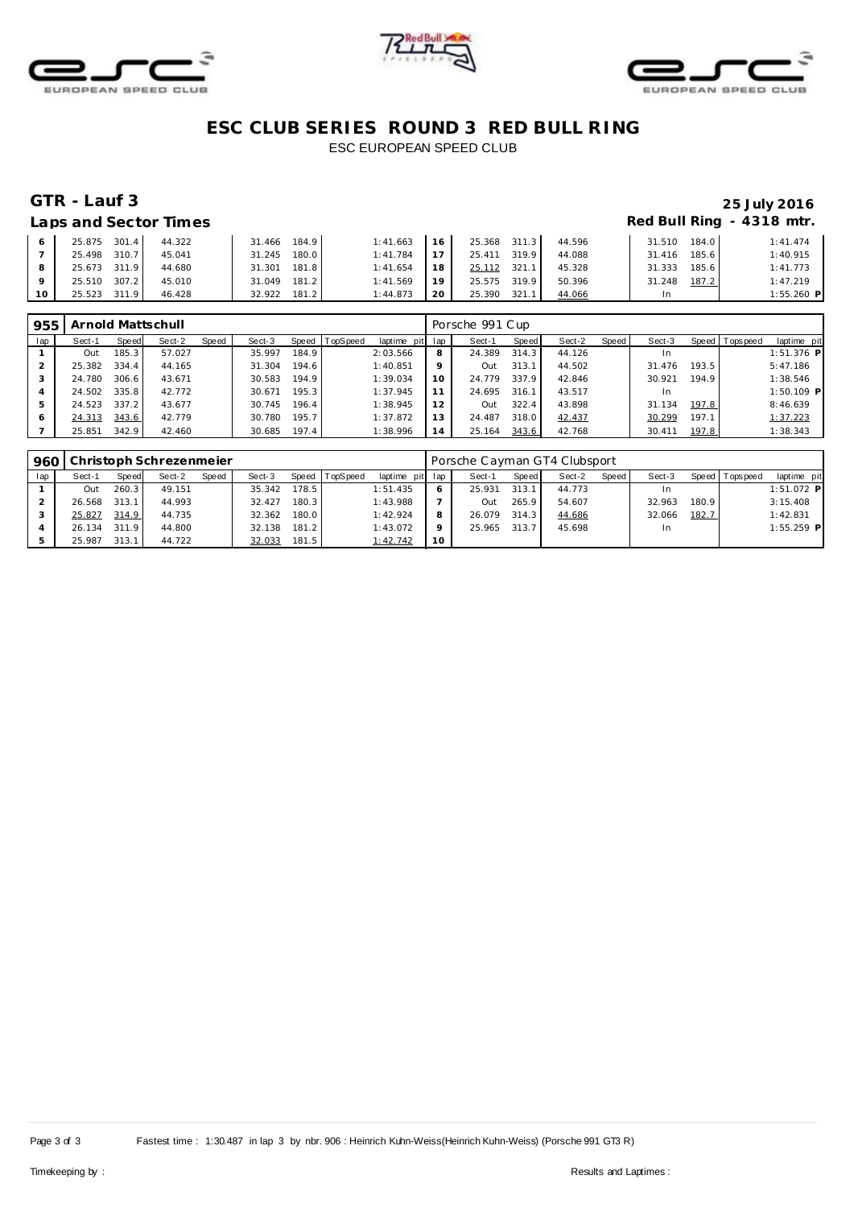# ESC CLUB SERIES ROUND 3 RED BULL RING

ESC EUROPEAN SPEED CLUB

## GTR - Lauf 3

**25 July 2016**

### Laps and Sector Times

**Red Bull Ring - 4318 mtr.**

| lap | Sect-1 | Speed | Sect-2 | Speed | Sect-3 | Speed | TopSpeed | laptime pit | lap | Sect-1 | Speed | Sect-2 | Speed | Sect-3 | Speed | Topspeed | laptime pit |
|---|---|---|---|---|---|---|---|---|---|---|---|---|---|---|---|---|---|
| 6 | 25.875 | 301.4 | 44.322 | | 31.466 | 184.9 | | 1:41.663 | 16 | 25.368 | 311.3 | 44.596 | | 31.510 | 184.0 | | 1:41.474 |
| 7 | 25.498 | 310.7 | 45.041 | | 31.245 | 180.0 | | 1:41.784 | 17 | 25.411 | 319.9 | 44.088 | | 31.416 | 185.6 | | 1:40.915 |
| 8 | 25.673 | 311.9 | 44.680 | | 31.301 | 181.8 | | 1:41.654 | 18 | 25.112 | 321.1 | 45.328 | | 31.333 | 185.6 | | 1:41.773 |
| 9 | 25.510 | 307.2 | 45.010 | | 31.049 | 181.2 | | 1:41.569 | 19 | 25.575 | 319.9 | 50.396 | | 31.248 | 187.2 | | 1:47.219 |
| 10 | 25.523 | 311.9 | 46.428 | | 32.922 | 181.2 | | 1:44.873 | 20 | 25.390 | 321.1 | 44.066 | | In | | | 1:55.260 P |

| 955 | Arnold Mattschull | | | | | | | | | Porsche 991 Cup | | | | | | | |
|---|---|---|---|---|---|---|---|---|---|---|---|---|---|---|---|---|---|
| lap | Sect-1 | Speed | Sect-2 | Speed | Sect-3 | Speed | TopSpeed | laptime pit | lap | Sect-1 | Speed | Sect-2 | Speed | Sect-3 | Speed | Topspeed | laptime pit |
| 1 | Out | 185.3 | 57.027 | | 35.997 | 184.9 | | 2:03.566 | 8 | 24.389 | 314.3 | 44.126 | | In | | | 1:51.376 P |
| 2 | 25.382 | 334.4 | 44.165 | | 31.304 | 194.6 | | 1:40.851 | 9 | Out | 313.1 | 44.502 | | 31.476 | 193.5 | | 5:47.186 |
| 3 | 24.780 | 306.6 | 43.671 | | 30.583 | 194.9 | | 1:39.034 | 10 | 24.779 | 337.9 | 42.846 | | 30.921 | 194.9 | | 1:38.546 |
| 4 | 24.502 | 335.8 | 42.772 | | 30.671 | 195.3 | | 1:37.945 | 11 | 24.695 | 316.1 | 43.517 | | In | | | 1:50.109 P |
| 5 | 24.523 | 337.2 | 43.677 | | 30.745 | 196.4 | | 1:38.945 | 12 | Out | 322.4 | 43.898 | | 31.134 | 197.8 | | 8:46.639 |
| 6 | 24.313 | 343.6 | 42.779 | | 30.780 | 195.7 | | 1:37.872 | 13 | 24.487 | 318.0 | 42.437 | | 30.299 | 197.1 | | 1:37.223 |
| 7 | 25.851 | 342.9 | 42.460 | | 30.685 | 197.4 | | 1:38.996 | 14 | 25.164 | 343.6 | 42.768 | | 30.411 | 197.8 | | 1:38.343 |

| 960 | Christoph Schrezenmeier | | | | | | | | | Porsche Cayman GT4 Clubsport | | | | | | | |
|---|---|---|---|---|---|---|---|---|---|---|---|---|---|---|---|---|---|
| lap | Sect-1 | Speed | Sect-2 | Speed | Sect-3 | Speed | TopSpeed | laptime pit | lap | Sect-1 | Speed | Sect-2 | Speed | Sect-3 | Speed | Topspeed | laptime pit |
| 1 | Out | 260.3 | 49.151 | | 35.342 | 178.5 | | 1:51.435 | 6 | 25.931 | 313.1 | 44.773 | | In | | | 1:51.072 P |
| 2 | 26.568 | 313.1 | 44.993 | | 32.427 | 180.3 | | 1:43.988 | 7 | Out | 265.9 | 54.607 | | 32.963 | 180.9 | | 3:15.408 |
| 3 | 25.827 | 314.9 | 44.735 | | 32.362 | 180.0 | | 1:42.924 | 8 | 26.079 | 314.3 | 44.686 | | 32.066 | 182.7 | | 1:42.831 |
| 4 | 26.134 | 311.9 | 44.800 | | 32.138 | 181.2 | | 1:43.072 | 9 | 25.965 | 313.7 | 45.698 | | In | | | 1:55.259 P |
| 5 | 25.987 | 313.1 | 44.722 | | 32.033 | 181.5 | | 1:42.742 | 10 | | | | | | | | |

Fastest time : 1:30.487 in lap 3 by nbr. 906 : Heinrich Kuhn-Weiss(Heinrich Kuhn-Weiss) (Porsche 991 GT3 R)

Timekeeping by : Results and Laptimes :